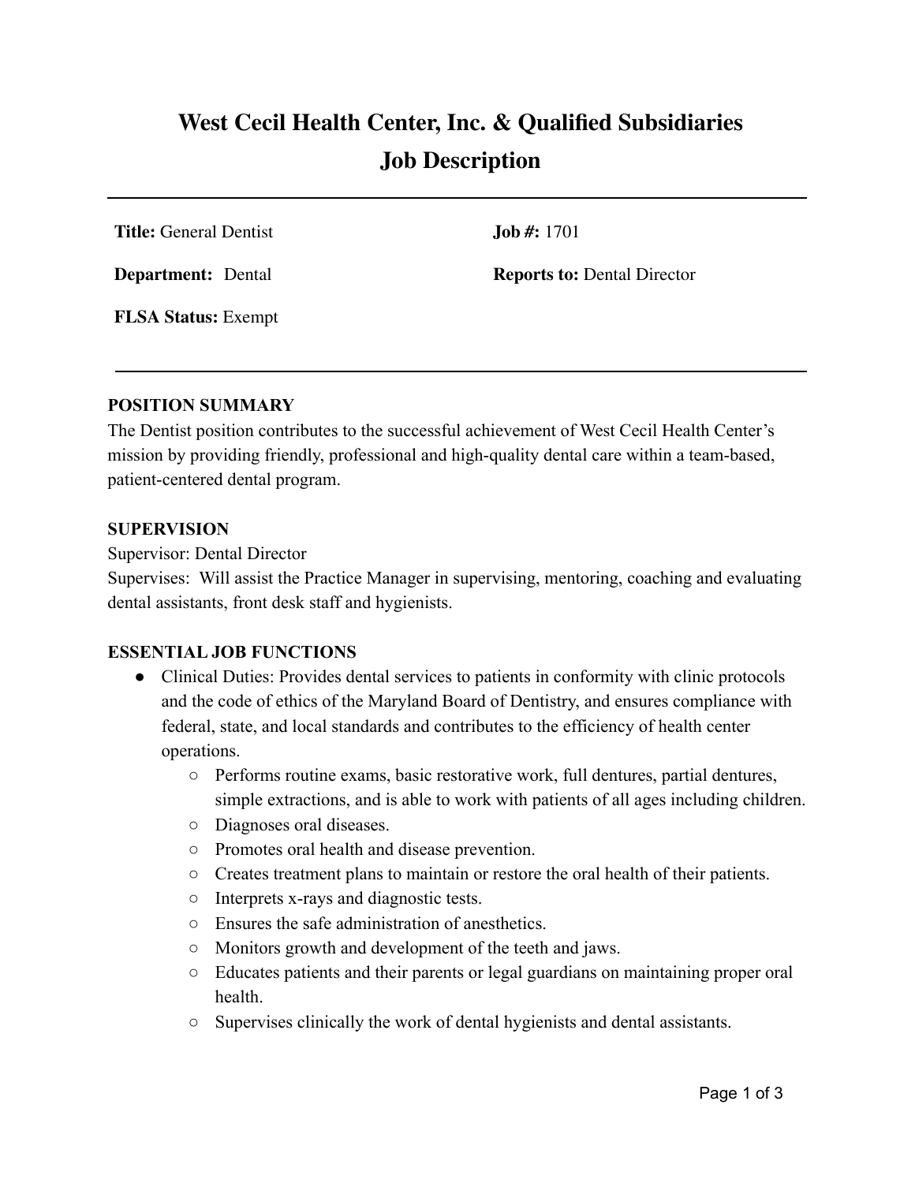# West Cecil Health Center, Inc. & Qualified Subsidiaries
# Job Description

---

**Title:** General Dentist

**Job #:** 1701

**Department:** Dental

**Reports to:** Dental Director

**FLSA Status:** Exempt

---

## POSITION SUMMARY

The Dentist position contributes to the successful achievement of West Cecil Health Center's mission by providing friendly, professional and high-quality dental care within a team-based, patient-centered dental program.

## SUPERVISION

Supervisor: Dental Director

Supervises: Will assist the Practice Manager in supervising, mentoring, coaching and evaluating dental assistants, front desk staff and hygienists.

## ESSENTIAL JOB FUNCTIONS

- Clinical Duties: Provides dental services to patients in conformity with clinic protocols and the code of ethics of the Maryland Board of Dentistry, and ensures compliance with federal, state, and local standards and contributes to the efficiency of health center operations.
  - Performs routine exams, basic restorative work, full dentures, partial dentures, simple extractions, and is able to work with patients of all ages including children.
  - Diagnoses oral diseases.
  - Promotes oral health and disease prevention.
  - Creates treatment plans to maintain or restore the oral health of their patients.
  - Interprets x-rays and diagnostic tests.
  - Ensures the safe administration of anesthetics.
  - Monitors growth and development of the teeth and jaws.
  - Educates patients and their parents or legal guardians on maintaining proper oral health.
  - Supervises clinically the work of dental hygienists and dental assistants.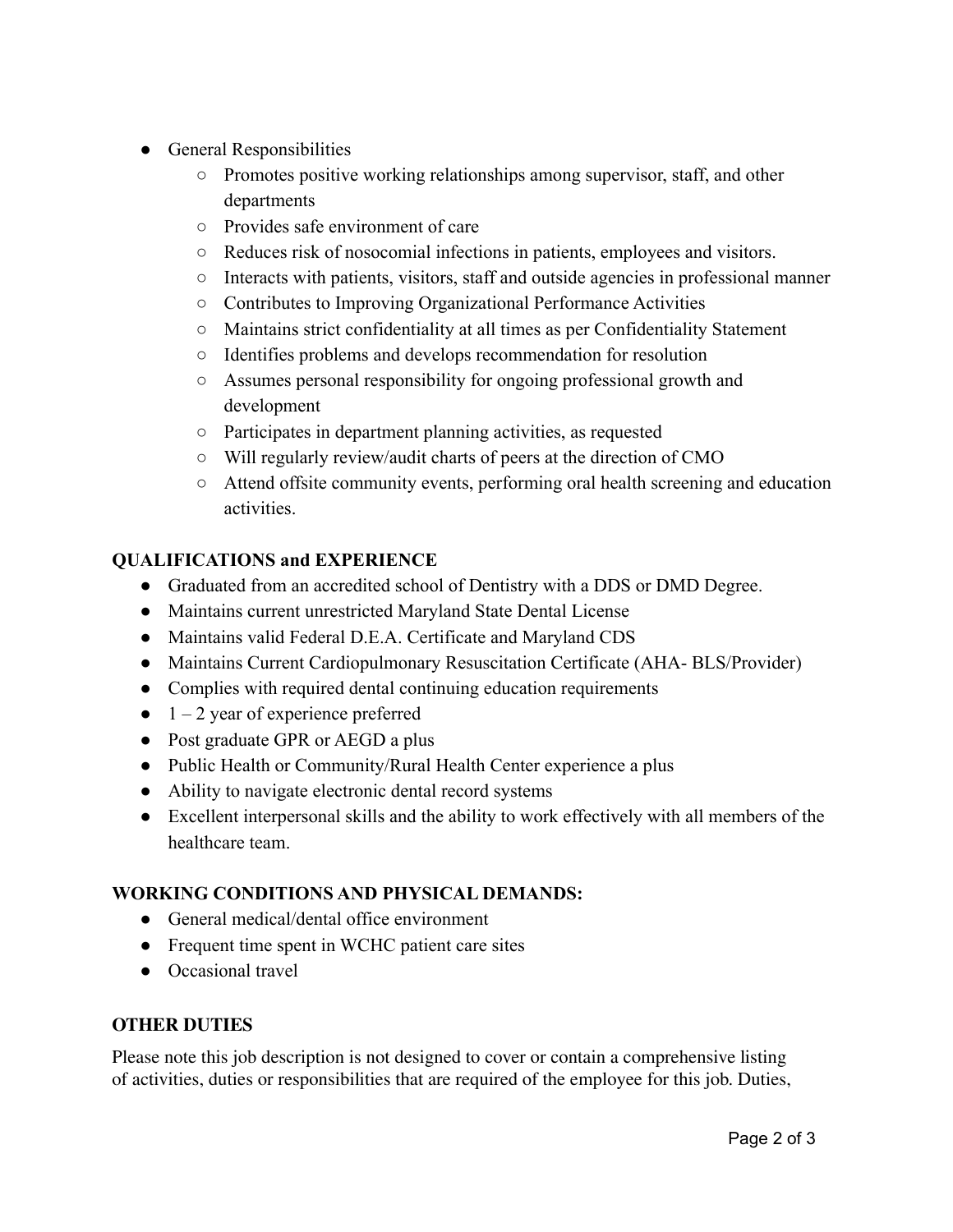- General Responsibilities
    - Promotes positive working relationships among supervisor, staff, and other departments
    - Provides safe environment of care
    - Reduces risk of nosocomial infections in patients, employees and visitors.
    - Interacts with patients, visitors, staff and outside agencies in professional manner
    - Contributes to Improving Organizational Performance Activities
    - Maintains strict confidentiality at all times as per Confidentiality Statement
    - Identifies problems and develops recommendation for resolution
    - Assumes personal responsibility for ongoing professional growth and development
    - Participates in department planning activities, as requested
    - Will regularly review/audit charts of peers at the direction of CMO
    - Attend offsite community events, performing oral health screening and education activities.

**QUALIFICATIONS and EXPERIENCE**

- Graduated from an accredited school of Dentistry with a DDS or DMD Degree.
- Maintains current unrestricted Maryland State Dental License
- Maintains valid Federal D.E.A. Certificate and Maryland CDS
- Maintains Current Cardiopulmonary Resuscitation Certificate (AHA- BLS/Provider)
- Complies with required dental continuing education requirements
- 1 – 2 year of experience preferred
- Post graduate GPR or AEGD a plus
- Public Health or Community/Rural Health Center experience a plus
- Ability to navigate electronic dental record systems
- Excellent interpersonal skills and the ability to work effectively with all members of the healthcare team.

**WORKING CONDITIONS AND PHYSICAL DEMANDS:**

- General medical/dental office environment
- Frequent time spent in WCHC patient care sites
- Occasional travel

**OTHER DUTIES**

Please note this job description is not designed to cover or contain a comprehensive listing of activities, duties or responsibilities that are required of the employee for this job. Duties,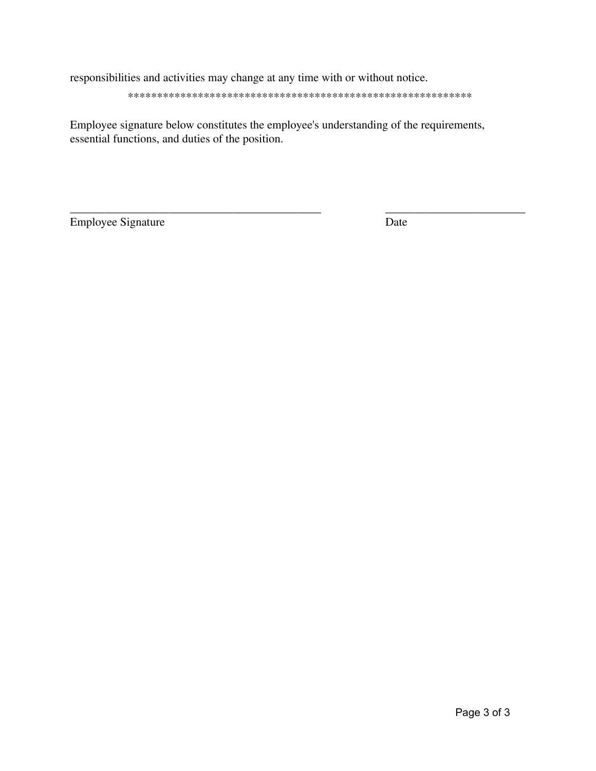responsibilities and activities may change at any time with or without notice.

************************************************************

Employee signature below constitutes the employee's understanding of the requirements, essential functions, and duties of the position.

_____________________________________________ &nbsp;&nbsp;&nbsp;&nbsp;&nbsp;&nbsp;&nbsp;&nbsp; _________________________

Employee Signature &nbsp;&nbsp;&nbsp;&nbsp;&nbsp;&nbsp;&nbsp;&nbsp;&nbsp;&nbsp;&nbsp;&nbsp;&nbsp;&nbsp;&nbsp;&nbsp;&nbsp;&nbsp;&nbsp;&nbsp;&nbsp;&nbsp;&nbsp;&nbsp;&nbsp;&nbsp;&nbsp;&nbsp;&nbsp;&nbsp;&nbsp;&nbsp;&nbsp;&nbsp;&nbsp;&nbsp;&nbsp;&nbsp; Date